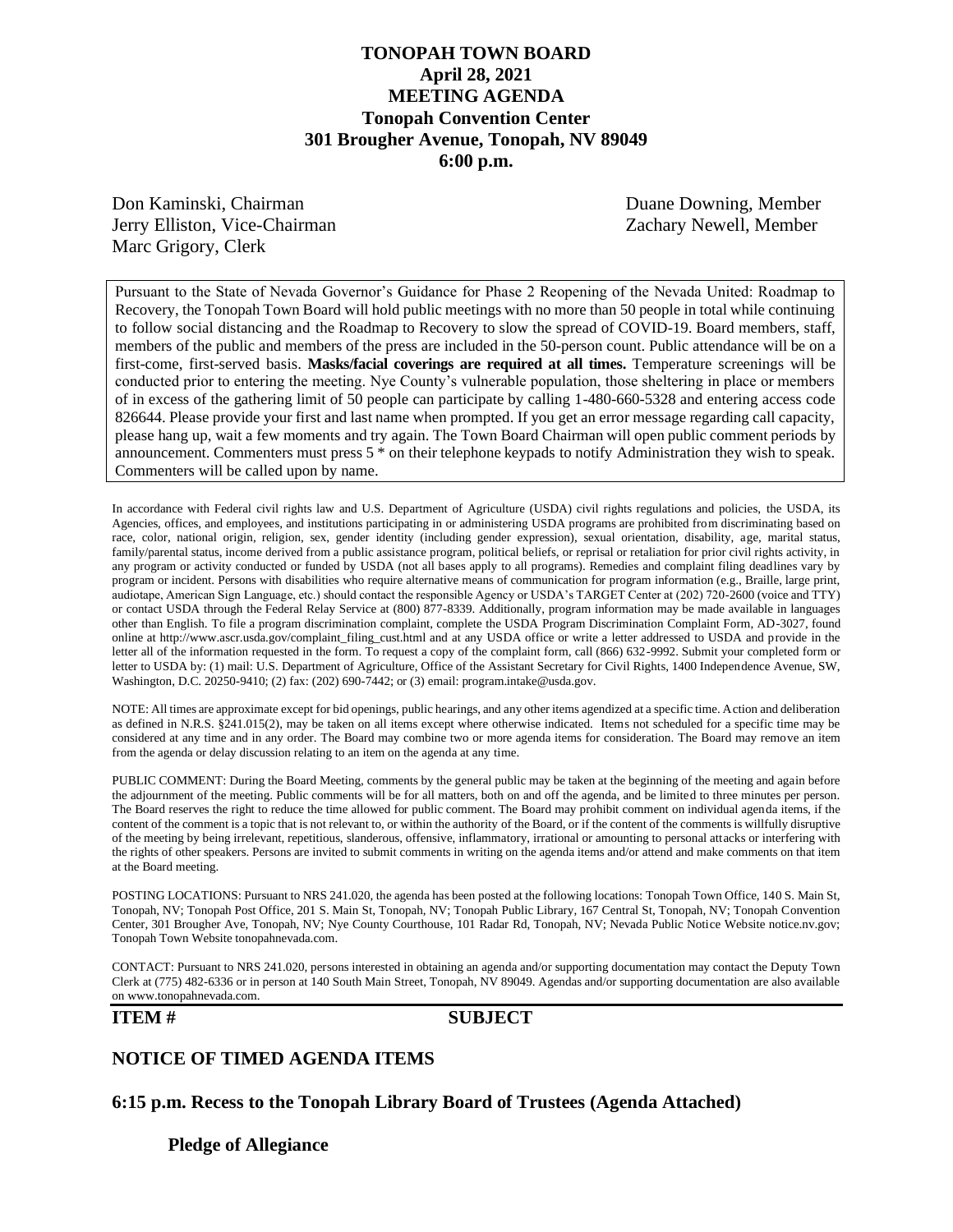# TONOPAH TOWN BOARD
## April 28, 2021
## MEETING AGENDA
## Tonopah Convention Center
## 301 Brougher Avenue, Tonopah, NV 89049
## 6:00 p.m.

Don Kaminski, Chairman
Jerry Elliston, Vice-Chairman
Marc Grigory, Clerk
Duane Downing, Member
Zachary Newell, Member

Pursuant to the State of Nevada Governor's Guidance for Phase 2 Reopening of the Nevada United: Roadmap to Recovery, the Tonopah Town Board will hold public meetings with no more than 50 people in total while continuing to follow social distancing and the Roadmap to Recovery to slow the spread of COVID-19. Board members, staff, members of the public and members of the press are included in the 50-person count. Public attendance will be on a first-come, first-served basis. **Masks/facial coverings are required at all times.** Temperature screenings will be conducted prior to entering the meeting. Nye County's vulnerable population, those sheltering in place or members of in excess of the gathering limit of 50 people can participate by calling 1-480-660-5328 and entering access code 826644. Please provide your first and last name when prompted. If you get an error message regarding call capacity, please hang up, wait a few moments and try again. The Town Board Chairman will open public comment periods by announcement. Commenters must press 5 * on their telephone keypads to notify Administration they wish to speak. Commenters will be called upon by name.

In accordance with Federal civil rights law and U.S. Department of Agriculture (USDA) civil rights regulations and policies, the USDA, its Agencies, offices, and employees, and institutions participating in or administering USDA programs are prohibited from discriminating based on race, color, national origin, religion, sex, gender identity (including gender expression), sexual orientation, disability, age, marital status, family/parental status, income derived from a public assistance program, political beliefs, or reprisal or retaliation for prior civil rights activity, in any program or activity conducted or funded by USDA (not all bases apply to all programs). Remedies and complaint filing deadlines vary by program or incident. Persons with disabilities who require alternative means of communication for program information (e.g., Braille, large print, audiotape, American Sign Language, etc.) should contact the responsible Agency or USDA's TARGET Center at (202) 720-2600 (voice and TTY) or contact USDA through the Federal Relay Service at (800) 877-8339. Additionally, program information may be made available in languages other than English. To file a program discrimination complaint, complete the USDA Program Discrimination Complaint Form, AD-3027, found online at http://www.ascr.usda.gov/complaint_filing_cust.html and at any USDA office or write a letter addressed to USDA and provide in the letter all of the information requested in the form. To request a copy of the complaint form, call (866) 632-9992. Submit your completed form or letter to USDA by: (1) mail: U.S. Department of Agriculture, Office of the Assistant Secretary for Civil Rights, 1400 Independence Avenue, SW, Washington, D.C. 20250-9410; (2) fax: (202) 690-7442; or (3) email: program.intake@usda.gov.

NOTE: All times are approximate except for bid openings, public hearings, and any other items agendized at a specific time. Action and deliberation as defined in N.R.S. §241.015(2), may be taken on all items except where otherwise indicated. Items not scheduled for a specific time may be considered at any time and in any order. The Board may combine two or more agenda items for consideration. The Board may remove an item from the agenda or delay discussion relating to an item on the agenda at any time.

PUBLIC COMMENT: During the Board Meeting, comments by the general public may be taken at the beginning of the meeting and again before the adjournment of the meeting. Public comments will be for all matters, both on and off the agenda, and be limited to three minutes per person. The Board reserves the right to reduce the time allowed for public comment. The Board may prohibit comment on individual agenda items, if the content of the comment is a topic that is not relevant to, or within the authority of the Board, or if the content of the comments is willfully disruptive of the meeting by being irrelevant, repetitious, slanderous, offensive, inflammatory, irrational or amounting to personal attacks or interfering with the rights of other speakers. Persons are invited to submit comments in writing on the agenda items and/or attend and make comments on that item at the Board meeting.

POSTING LOCATIONS: Pursuant to NRS 241.020, the agenda has been posted at the following locations: Tonopah Town Office, 140 S. Main St, Tonopah, NV; Tonopah Post Office, 201 S. Main St, Tonopah, NV; Tonopah Public Library, 167 Central St, Tonopah, NV; Tonopah Convention Center, 301 Brougher Ave, Tonopah, NV; Nye County Courthouse, 101 Radar Rd, Tonopah, NV; Nevada Public Notice Website notice.nv.gov; Tonopah Town Website tonopahnevada.com.

CONTACT: Pursuant to NRS 241.020, persons interested in obtaining an agenda and/or supporting documentation may contact the Deputy Town Clerk at (775) 482-6336 or in person at 140 South Main Street, Tonopah, NV 89049. Agendas and/or supporting documentation are also available on www.tonopahnevada.com.

**ITEM #** **SUBJECT**

## NOTICE OF TIMED AGENDA ITEMS

## 6:15 p.m. Recess to the Tonopah Library Board of Trustees (Agenda Attached)

**Pledge of Allegiance**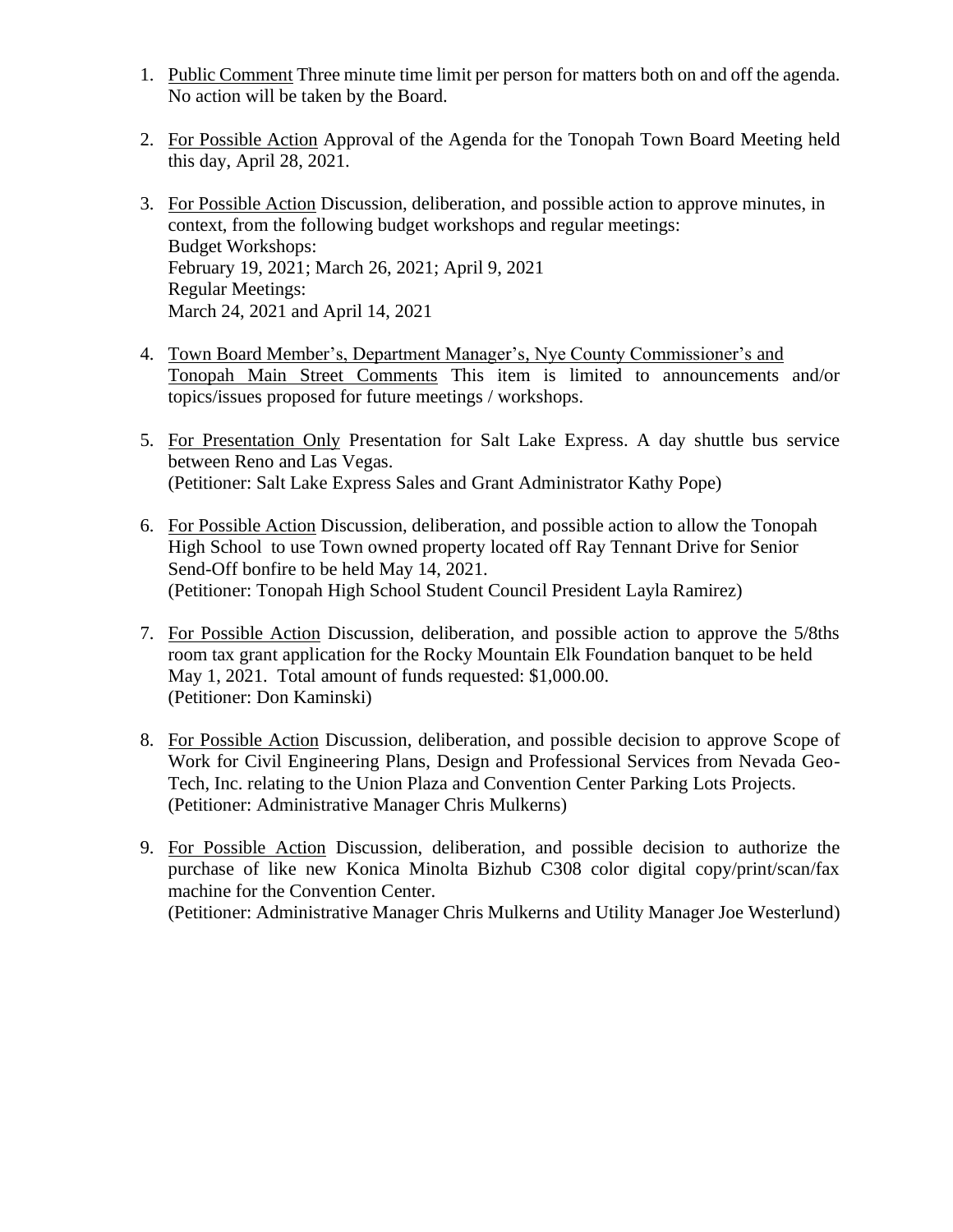1. Public Comment Three minute time limit per person for matters both on and off the agenda. No action will be taken by the Board.

2. For Possible Action Approval of the Agenda for the Tonopah Town Board Meeting held this day, April 28, 2021.

3. For Possible Action Discussion, deliberation, and possible action to approve minutes, in context, from the following budget workshops and regular meetings:
   Budget Workshops:
   February 19, 2021; March 26, 2021; April 9, 2021
   Regular Meetings:
   March 24, 2021 and April 14, 2021

4. Town Board Member's, Department Manager's, Nye County Commissioner's and Tonopah Main Street Comments This item is limited to announcements and/or topics/issues proposed for future meetings / workshops.

5. For Presentation Only Presentation for Salt Lake Express. A day shuttle bus service between Reno and Las Vegas.
   (Petitioner: Salt Lake Express Sales and Grant Administrator Kathy Pope)

6. For Possible Action Discussion, deliberation, and possible action to allow the Tonopah High School to use Town owned property located off Ray Tennant Drive for Senior Send-Off bonfire to be held May 14, 2021.
   (Petitioner: Tonopah High School Student Council President Layla Ramirez)

7. For Possible Action Discussion, deliberation, and possible action to approve the 5/8ths room tax grant application for the Rocky Mountain Elk Foundation banquet to be held May 1, 2021. Total amount of funds requested: $1,000.00.
   (Petitioner: Don Kaminski)

8. For Possible Action Discussion, deliberation, and possible decision to approve Scope of Work for Civil Engineering Plans, Design and Professional Services from Nevada Geo-Tech, Inc. relating to the Union Plaza and Convention Center Parking Lots Projects.
   (Petitioner: Administrative Manager Chris Mulkerns)

9. For Possible Action Discussion, deliberation, and possible decision to authorize the purchase of like new Konica Minolta Bizhub C308 color digital copy/print/scan/fax machine for the Convention Center.
   (Petitioner: Administrative Manager Chris Mulkerns and Utility Manager Joe Westerlund)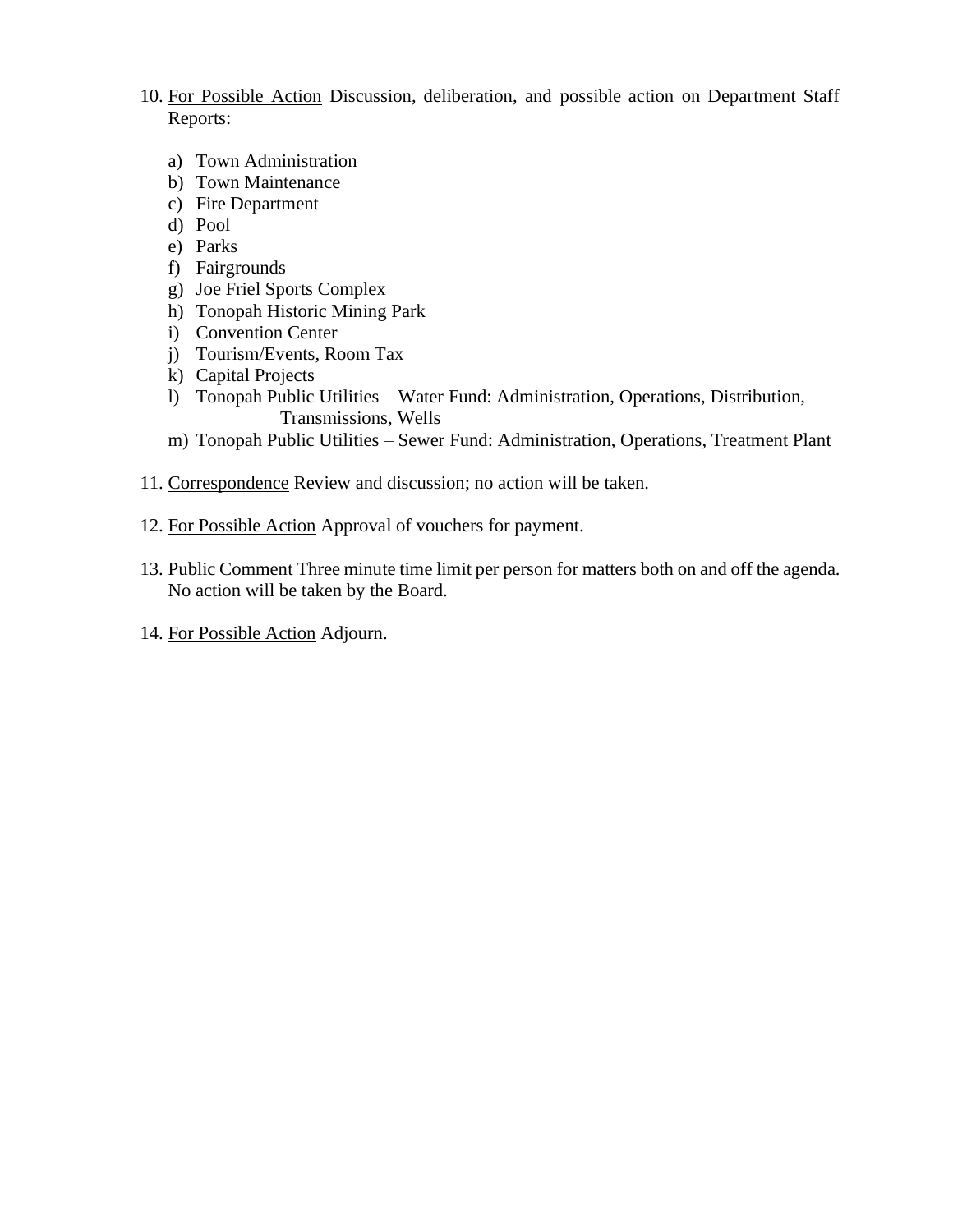10. For Possible Action Discussion, deliberation, and possible action on Department Staff Reports:

    a) Town Administration
    b) Town Maintenance
    c) Fire Department
    d) Pool
    e) Parks
    f) Fairgrounds
    g) Joe Friel Sports Complex
    h) Tonopah Historic Mining Park
    i) Convention Center
    j) Tourism/Events, Room Tax
    k) Capital Projects
    l) Tonopah Public Utilities – Water Fund: Administration, Operations, Distribution, Transmissions, Wells
    m) Tonopah Public Utilities – Sewer Fund: Administration, Operations, Treatment Plant

11. Correspondence Review and discussion; no action will be taken.

12. For Possible Action Approval of vouchers for payment.

13. Public Comment Three minute time limit per person for matters both on and off the agenda. No action will be taken by the Board.

14. For Possible Action Adjourn.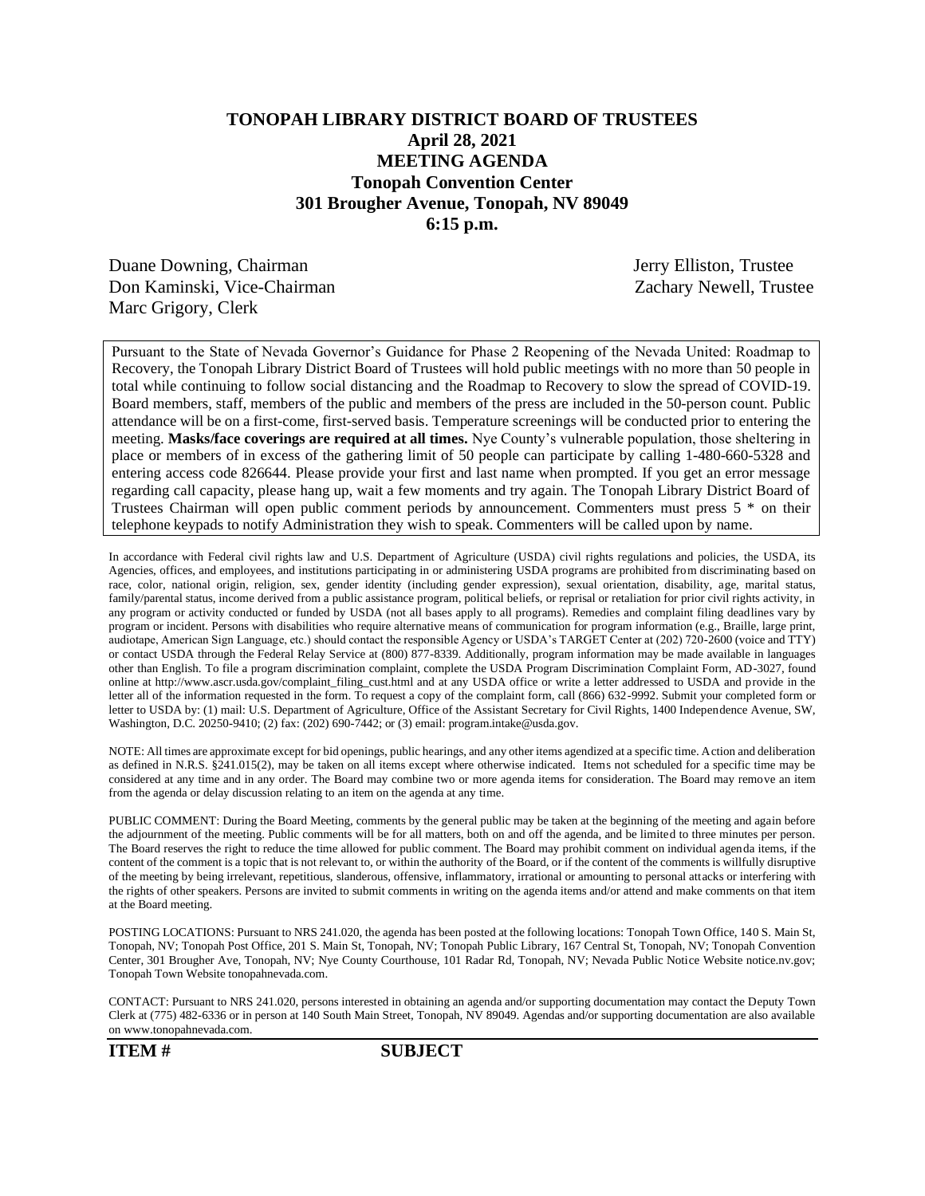# TONOPAH LIBRARY DISTRICT BOARD OF TRUSTEES
## April 28, 2021
## MEETING AGENDA
## Tonopah Convention Center
## 301 Brougher Avenue, Tonopah, NV 89049
## 6:15 p.m.

Duane Downing, Chairman
Don Kaminski, Vice-Chairman
Marc Grigory, Clerk
Jerry Elliston, Trustee
Zachary Newell, Trustee

Pursuant to the State of Nevada Governor's Guidance for Phase 2 Reopening of the Nevada United: Roadmap to Recovery, the Tonopah Library District Board of Trustees will hold public meetings with no more than 50 people in total while continuing to follow social distancing and the Roadmap to Recovery to slow the spread of COVID-19. Board members, staff, members of the public and members of the press are included in the 50-person count. Public attendance will be on a first-come, first-served basis. Temperature screenings will be conducted prior to entering the meeting. **Masks/face coverings are required at all times.** Nye County's vulnerable population, those sheltering in place or members of in excess of the gathering limit of 50 people can participate by calling 1-480-660-5328 and entering access code 826644. Please provide your first and last name when prompted. If you get an error message regarding call capacity, please hang up, wait a few moments and try again. The Tonopah Library District Board of Trustees Chairman will open public comment periods by announcement. Commenters must press 5 * on their telephone keypads to notify Administration they wish to speak. Commenters will be called upon by name.

In accordance with Federal civil rights law and U.S. Department of Agriculture (USDA) civil rights regulations and policies, the USDA, its Agencies, offices, and employees, and institutions participating in or administering USDA programs are prohibited from discriminating based on race, color, national origin, religion, sex, gender identity (including gender expression), sexual orientation, disability, age, marital status, family/parental status, income derived from a public assistance program, political beliefs, or reprisal or retaliation for prior civil rights activity, in any program or activity conducted or funded by USDA (not all bases apply to all programs). Remedies and complaint filing deadlines vary by program or incident. Persons with disabilities who require alternative means of communication for program information (e.g., Braille, large print, audiotape, American Sign Language, etc.) should contact the responsible Agency or USDA's TARGET Center at (202) 720-2600 (voice and TTY) or contact USDA through the Federal Relay Service at (800) 877-8339. Additionally, program information may be made available in languages other than English. To file a program discrimination complaint, complete the USDA Program Discrimination Complaint Form, AD-3027, found online at http://www.ascr.usda.gov/complaint_filing_cust.html and at any USDA office or write a letter addressed to USDA and provide in the letter all of the information requested in the form. To request a copy of the complaint form, call (866) 632-9992. Submit your completed form or letter to USDA by: (1) mail: U.S. Department of Agriculture, Office of the Assistant Secretary for Civil Rights, 1400 Independence Avenue, SW, Washington, D.C. 20250-9410; (2) fax: (202) 690-7442; or (3) email: program.intake@usda.gov.

NOTE: All times are approximate except for bid openings, public hearings, and any other items agendized at a specific time. Action and deliberation as defined in N.R.S. §241.015(2), may be taken on all items except where otherwise indicated. Items not scheduled for a specific time may be considered at any time and in any order. The Board may combine two or more agenda items for consideration. The Board may remove an item from the agenda or delay discussion relating to an item on the agenda at any time.

PUBLIC COMMENT: During the Board Meeting, comments by the general public may be taken at the beginning of the meeting and again before the adjournment of the meeting. Public comments will be for all matters, both on and off the agenda, and be limited to three minutes per person. The Board reserves the right to reduce the time allowed for public comment. The Board may prohibit comment on individual agenda items, if the content of the comment is a topic that is not relevant to, or within the authority of the Board, or if the content of the comments is willfully disruptive of the meeting by being irrelevant, repetitious, slanderous, offensive, inflammatory, irrational or amounting to personal attacks or interfering with the rights of other speakers. Persons are invited to submit comments in writing on the agenda items and/or attend and make comments on that item at the Board meeting.

POSTING LOCATIONS: Pursuant to NRS 241.020, the agenda has been posted at the following locations: Tonopah Town Office, 140 S. Main St, Tonopah, NV; Tonopah Post Office, 201 S. Main St, Tonopah, NV; Tonopah Public Library, 167 Central St, Tonopah, NV; Tonopah Convention Center, 301 Brougher Ave, Tonopah, NV; Nye County Courthouse, 101 Radar Rd, Tonopah, NV; Nevada Public Notice Website notice.nv.gov; Tonopah Town Website tonopahnevada.com.

CONTACT: Pursuant to NRS 241.020, persons interested in obtaining an agenda and/or supporting documentation may contact the Deputy Town Clerk at (775) 482-6336 or in person at 140 South Main Street, Tonopah, NV 89049. Agendas and/or supporting documentation are also available on www.tonopahnevada.com.

**ITEM #** **SUBJECT**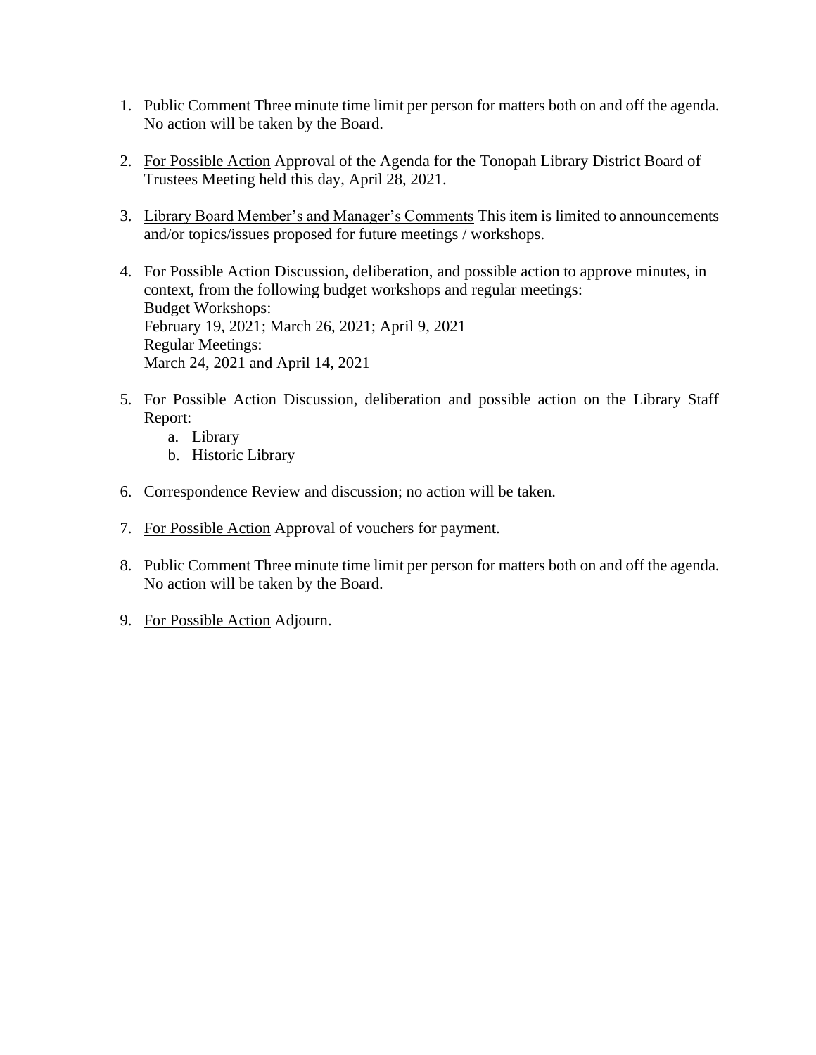1. Public Comment Three minute time limit per person for matters both on and off the agenda. No action will be taken by the Board.

2. For Possible Action Approval of the Agenda for the Tonopah Library District Board of Trustees Meeting held this day, April 28, 2021.

3. Library Board Member's and Manager's Comments This item is limited to announcements and/or topics/issues proposed for future meetings / workshops.

4. For Possible Action Discussion, deliberation, and possible action to approve minutes, in context, from the following budget workshops and regular meetings:
   Budget Workshops:
   February 19, 2021; March 26, 2021; April 9, 2021
   Regular Meetings:
   March 24, 2021 and April 14, 2021

5. For Possible Action Discussion, deliberation and possible action on the Library Staff Report:
   a. Library
   b. Historic Library

6. Correspondence Review and discussion; no action will be taken.

7. For Possible Action Approval of vouchers for payment.

8. Public Comment Three minute time limit per person for matters both on and off the agenda. No action will be taken by the Board.

9. For Possible Action Adjourn.